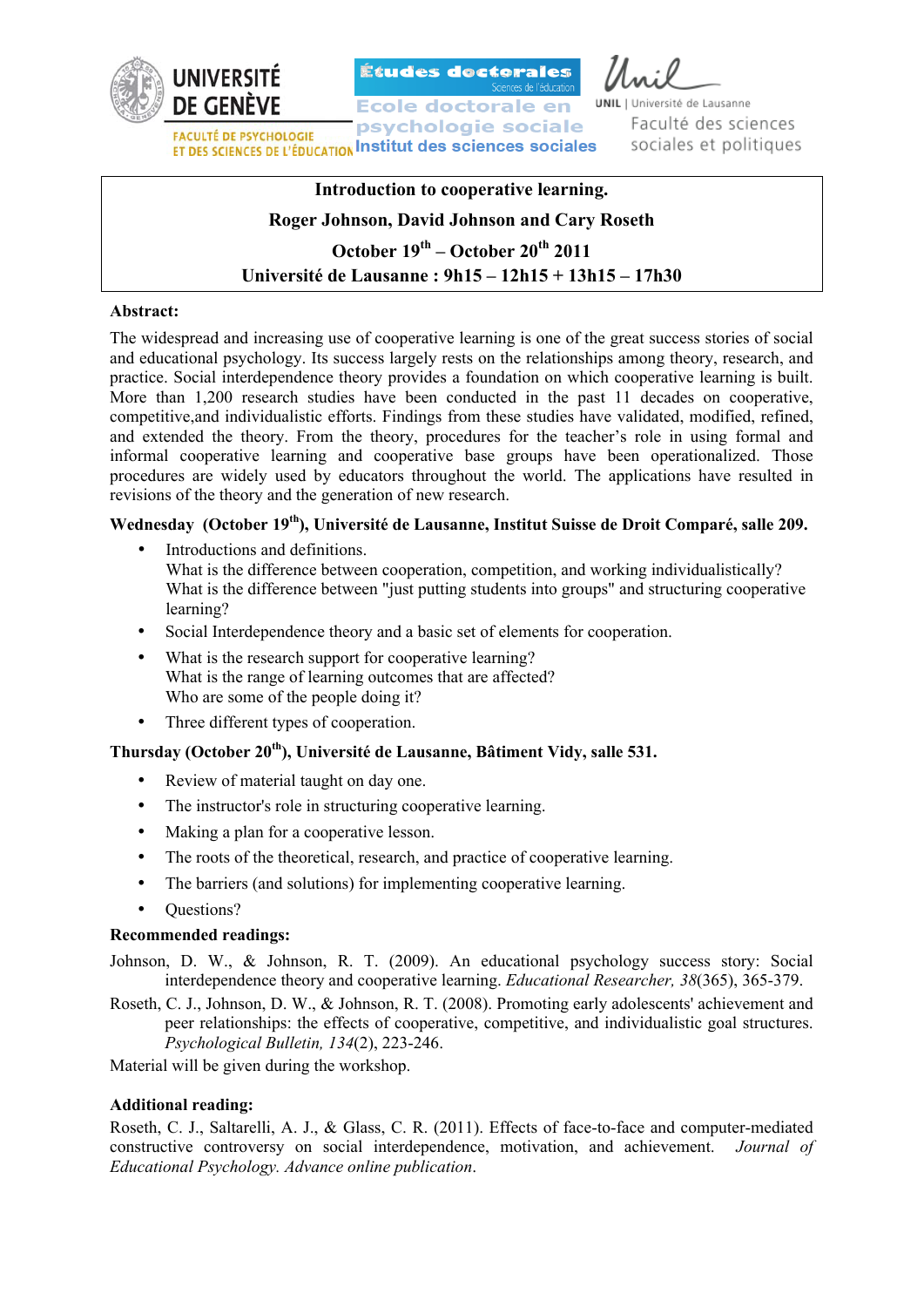UNIVERSITÉ DE GENÈVE
FACULTÉ DE PSYCHOLOGIE ET DES SCIENCES DE L'ÉDUCATION

Études doctorales
Sciences de l'éducation
Ecole doctorale en psychologie sociale
Institut des sciences sociales

Unil
UNIL | Université de Lausanne
Faculté des sciences sociales et politiques

**Introduction to cooperative learning.**

**Roger Johnson, David Johnson and Cary Roseth**

**October 19th – October 20th 2011**

**Université de Lausanne : 9h15 – 12h15 + 13h15 – 17h30**

**Abstract:**

The widespread and increasing use of cooperative learning is one of the great success stories of social and educational psychology. Its success largely rests on the relationships among theory, research, and practice. Social interdependence theory provides a foundation on which cooperative learning is built. More than 1,200 research studies have been conducted in the past 11 decades on cooperative, competitive,and individualistic efforts. Findings from these studies have validated, modified, refined, and extended the theory. From the theory, procedures for the teacher's role in using formal and informal cooperative learning and cooperative base groups have been operationalized. Those procedures are widely used by educators throughout the world. The applications have resulted in revisions of the theory and the generation of new research.

**Wednesday (October 19th), Université de Lausanne, Institut Suisse de Droit Comparé, salle 209.**

- Introductions and definitions.
  What is the difference between cooperation, competition, and working individualistically?
  What is the difference between "just putting students into groups" and structuring cooperative learning?
- Social Interdependence theory and a basic set of elements for cooperation.
- What is the research support for cooperative learning?
  What is the range of learning outcomes that are affected?
  Who are some of the people doing it?
- Three different types of cooperation.

**Thursday (October 20th), Université de Lausanne, Bâtiment Vidy, salle 531.**

- Review of material taught on day one.
- The instructor's role in structuring cooperative learning.
- Making a plan for a cooperative lesson.
- The roots of the theoretical, research, and practice of cooperative learning.
- The barriers (and solutions) for implementing cooperative learning.
- Questions?

**Recommended readings:**

Johnson, D. W., & Johnson, R. T. (2009). An educational psychology success story: Social interdependence theory and cooperative learning. *Educational Researcher, 38*(365), 365-379.

Roseth, C. J., Johnson, D. W., & Johnson, R. T. (2008). Promoting early adolescents' achievement and peer relationships: the effects of cooperative, competitive, and individualistic goal structures. *Psychological Bulletin, 134*(2), 223-246.

Material will be given during the workshop.

**Additional reading:**

Roseth, C. J., Saltarelli, A. J., & Glass, C. R. (2011). Effects of face-to-face and computer-mediated constructive controversy on social interdependence, motivation, and achievement. *Journal of Educational Psychology. Advance online publication*.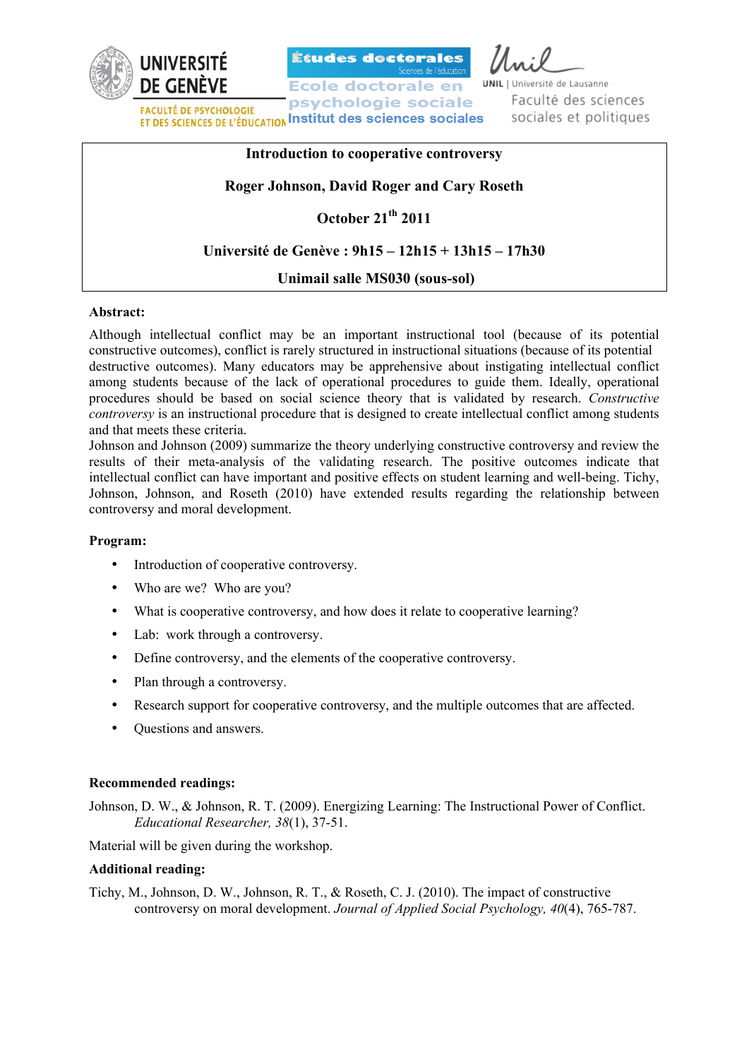UNIVERSITÉ DE GENÈVE
FACULTÉ DE PSYCHOLOGIE ET DES SCIENCES DE L'ÉDUCATION

Études doctorales
Sciences de l'éducation

Ecole doctorale en psychologie sociale
Institut des sciences sociales

UNIL | Université de Lausanne
Faculté des sciences sociales et politiques

**Introduction to cooperative controversy**

**Roger Johnson, David Roger and Cary Roseth**

**October 21st 2011**

**Université de Genève : 9h15 – 12h15 + 13h15 – 17h30**

**Unimail salle MS030 (sous-sol)**

**Abstract:**

Although intellectual conflict may be an important instructional tool (because of its potential constructive outcomes), conflict is rarely structured in instructional situations (because of its potential destructive outcomes). Many educators may be apprehensive about instigating intellectual conflict among students because of the lack of operational procedures to guide them. Ideally, operational procedures should be based on social science theory that is validated by research. *Constructive controversy* is an instructional procedure that is designed to create intellectual conflict among students and that meets these criteria.

Johnson and Johnson (2009) summarize the theory underlying constructive controversy and review the results of their meta-analysis of the validating research. The positive outcomes indicate that intellectual conflict can have important and positive effects on student learning and well-being. Tichy, Johnson, Johnson, and Roseth (2010) have extended results regarding the relationship between controversy and moral development.

**Program:**

- Introduction of cooperative controversy.
- Who are we? Who are you?
- What is cooperative controversy, and how does it relate to cooperative learning?
- Lab: work through a controversy.
- Define controversy, and the elements of the cooperative controversy.
- Plan through a controversy.
- Research support for cooperative controversy, and the multiple outcomes that are affected.
- Questions and answers.

**Recommended readings:**

Johnson, D. W., & Johnson, R. T. (2009). Energizing Learning: The Instructional Power of Conflict. *Educational Researcher, 38*(1), 37-51.

Material will be given during the workshop.

**Additional reading:**

Tichy, M., Johnson, D. W., Johnson, R. T., & Roseth, C. J. (2010). The impact of constructive controversy on moral development. *Journal of Applied Social Psychology, 40*(4), 765-787.